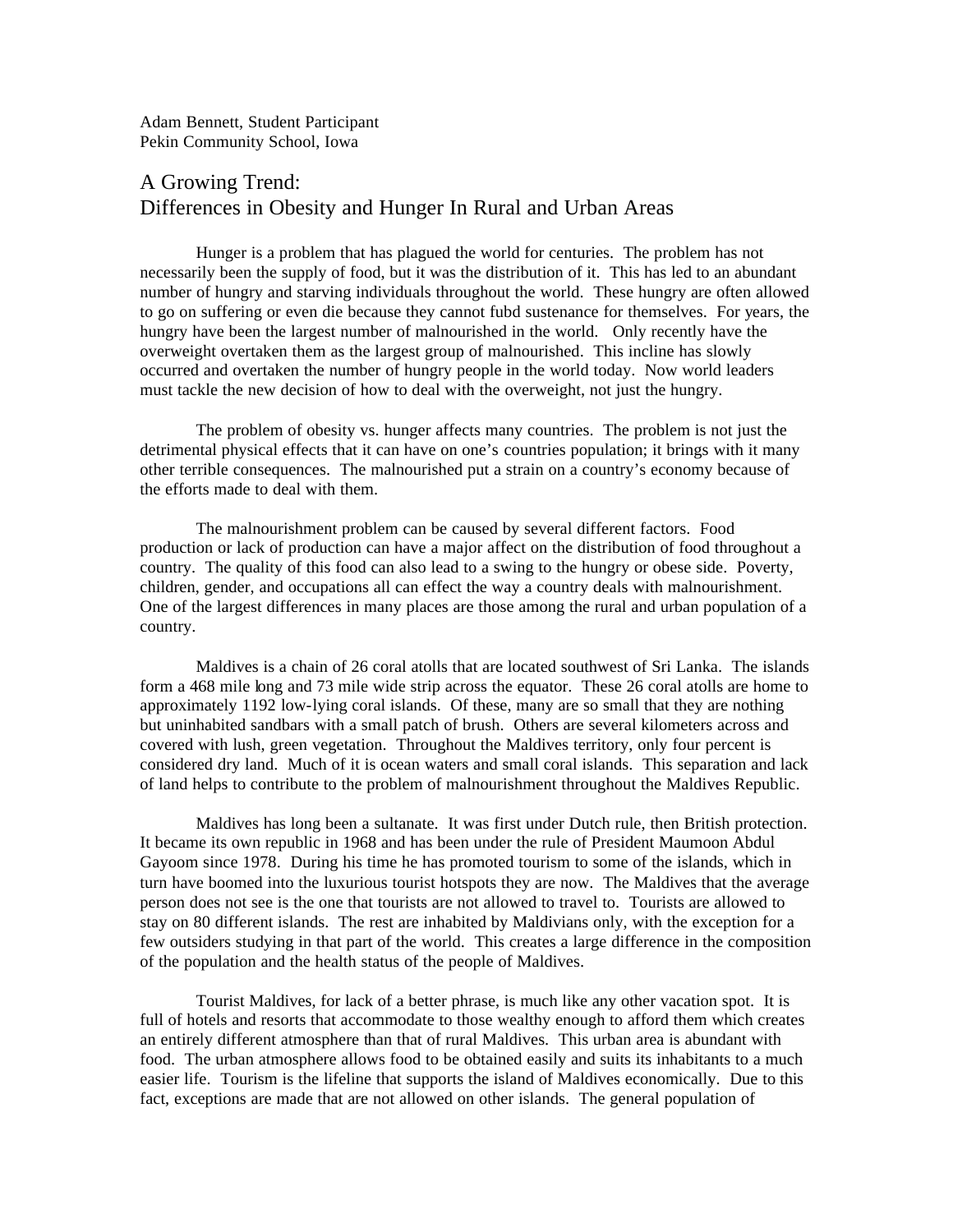Adam Bennett, Student Participant
Pekin Community School, Iowa

# A Growing Trend: Differences in Obesity and Hunger In Rural and Urban Areas

Hunger is a problem that has plagued the world for centuries. The problem has not necessarily been the supply of food, but it was the distribution of it. This has led to an abundant number of hungry and starving individuals throughout the world. These hungry are often allowed to go on suffering or even die because they cannot fubd sustenance for themselves. For years, the hungry have been the largest number of malnourished in the world. Only recently have the overweight overtaken them as the largest group of malnourished. This incline has slowly occurred and overtaken the number of hungry people in the world today. Now world leaders must tackle the new decision of how to deal with the overweight, not just the hungry.

The problem of obesity vs. hunger affects many countries. The problem is not just the detrimental physical effects that it can have on one's countries population; it brings with it many other terrible consequences. The malnourished put a strain on a country's economy because of the efforts made to deal with them.

The malnourishment problem can be caused by several different factors. Food production or lack of production can have a major affect on the distribution of food throughout a country. The quality of this food can also lead to a swing to the hungry or obese side. Poverty, children, gender, and occupations all can effect the way a country deals with malnourishment. One of the largest differences in many places are those among the rural and urban population of a country.

Maldives is a chain of 26 coral atolls that are located southwest of Sri Lanka. The islands form a 468 mile long and 73 mile wide strip across the equator. These 26 coral atolls are home to approximately 1192 low-lying coral islands. Of these, many are so small that they are nothing but uninhabited sandbars with a small patch of brush. Others are several kilometers across and covered with lush, green vegetation. Throughout the Maldives territory, only four percent is considered dry land. Much of it is ocean waters and small coral islands. This separation and lack of land helps to contribute to the problem of malnourishment throughout the Maldives Republic.

Maldives has long been a sultanate. It was first under Dutch rule, then British protection. It became its own republic in 1968 and has been under the rule of President Maumoon Abdul Gayoom since 1978. During his time he has promoted tourism to some of the islands, which in turn have boomed into the luxurious tourist hotspots they are now. The Maldives that the average person does not see is the one that tourists are not allowed to travel to. Tourists are allowed to stay on 80 different islands. The rest are inhabited by Maldivians only, with the exception for a few outsiders studying in that part of the world. This creates a large difference in the composition of the population and the health status of the people of Maldives.

Tourist Maldives, for lack of a better phrase, is much like any other vacation spot. It is full of hotels and resorts that accommodate to those wealthy enough to afford them which creates an entirely different atmosphere than that of rural Maldives. This urban area is abundant with food. The urban atmosphere allows food to be obtained easily and suits its inhabitants to a much easier life. Tourism is the lifeline that supports the island of Maldives economically. Due to this fact, exceptions are made that are not allowed on other islands. The general population of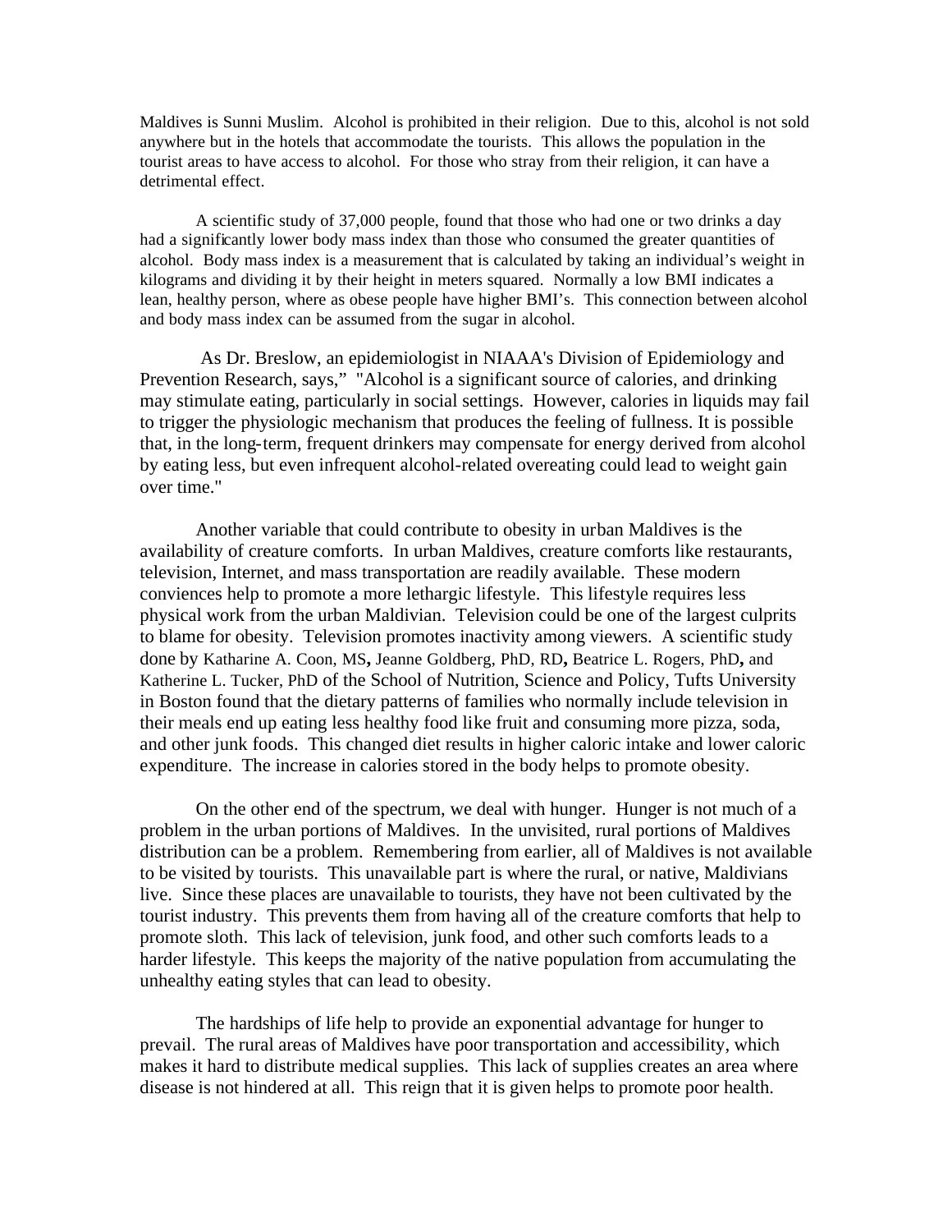Maldives is Sunni Muslim. Alcohol is prohibited in their religion. Due to this, alcohol is not sold anywhere but in the hotels that accommodate the tourists. This allows the population in the tourist areas to have access to alcohol. For those who stray from their religion, it can have a detrimental effect.

A scientific study of 37,000 people, found that those who had one or two drinks a day had a significantly lower body mass index than those who consumed the greater quantities of alcohol. Body mass index is a measurement that is calculated by taking an individual's weight in kilograms and dividing it by their height in meters squared. Normally a low BMI indicates a lean, healthy person, where as obese people have higher BMI's. This connection between alcohol and body mass index can be assumed from the sugar in alcohol.

As Dr. Breslow, an epidemiologist in NIAAA's Division of Epidemiology and Prevention Research, says," "Alcohol is a significant source of calories, and drinking may stimulate eating, particularly in social settings. However, calories in liquids may fail to trigger the physiologic mechanism that produces the feeling of fullness. It is possible that, in the long-term, frequent drinkers may compensate for energy derived from alcohol by eating less, but even infrequent alcohol-related overeating could lead to weight gain over time."

Another variable that could contribute to obesity in urban Maldives is the availability of creature comforts. In urban Maldives, creature comforts like restaurants, television, Internet, and mass transportation are readily available. These modern conviences help to promote a more lethargic lifestyle. This lifestyle requires less physical work from the urban Maldivian. Television could be one of the largest culprits to blame for obesity. Television promotes inactivity among viewers. A scientific study done by Katharine A. Coon, MS**,** Jeanne Goldberg, PhD, RD**,** Beatrice L. Rogers, PhD**,** and Katherine L. Tucker, PhD of the School of Nutrition, Science and Policy, Tufts University in Boston found that the dietary patterns of families who normally include television in their meals end up eating less healthy food like fruit and consuming more pizza, soda, and other junk foods. This changed diet results in higher caloric intake and lower caloric expenditure. The increase in calories stored in the body helps to promote obesity.

On the other end of the spectrum, we deal with hunger. Hunger is not much of a problem in the urban portions of Maldives. In the unvisited, rural portions of Maldives distribution can be a problem. Remembering from earlier, all of Maldives is not available to be visited by tourists. This unavailable part is where the rural, or native, Maldivians live. Since these places are unavailable to tourists, they have not been cultivated by the tourist industry. This prevents them from having all of the creature comforts that help to promote sloth. This lack of television, junk food, and other such comforts leads to a harder lifestyle. This keeps the majority of the native population from accumulating the unhealthy eating styles that can lead to obesity.

The hardships of life help to provide an exponential advantage for hunger to prevail. The rural areas of Maldives have poor transportation and accessibility, which makes it hard to distribute medical supplies. This lack of supplies creates an area where disease is not hindered at all. This reign that it is given helps to promote poor health.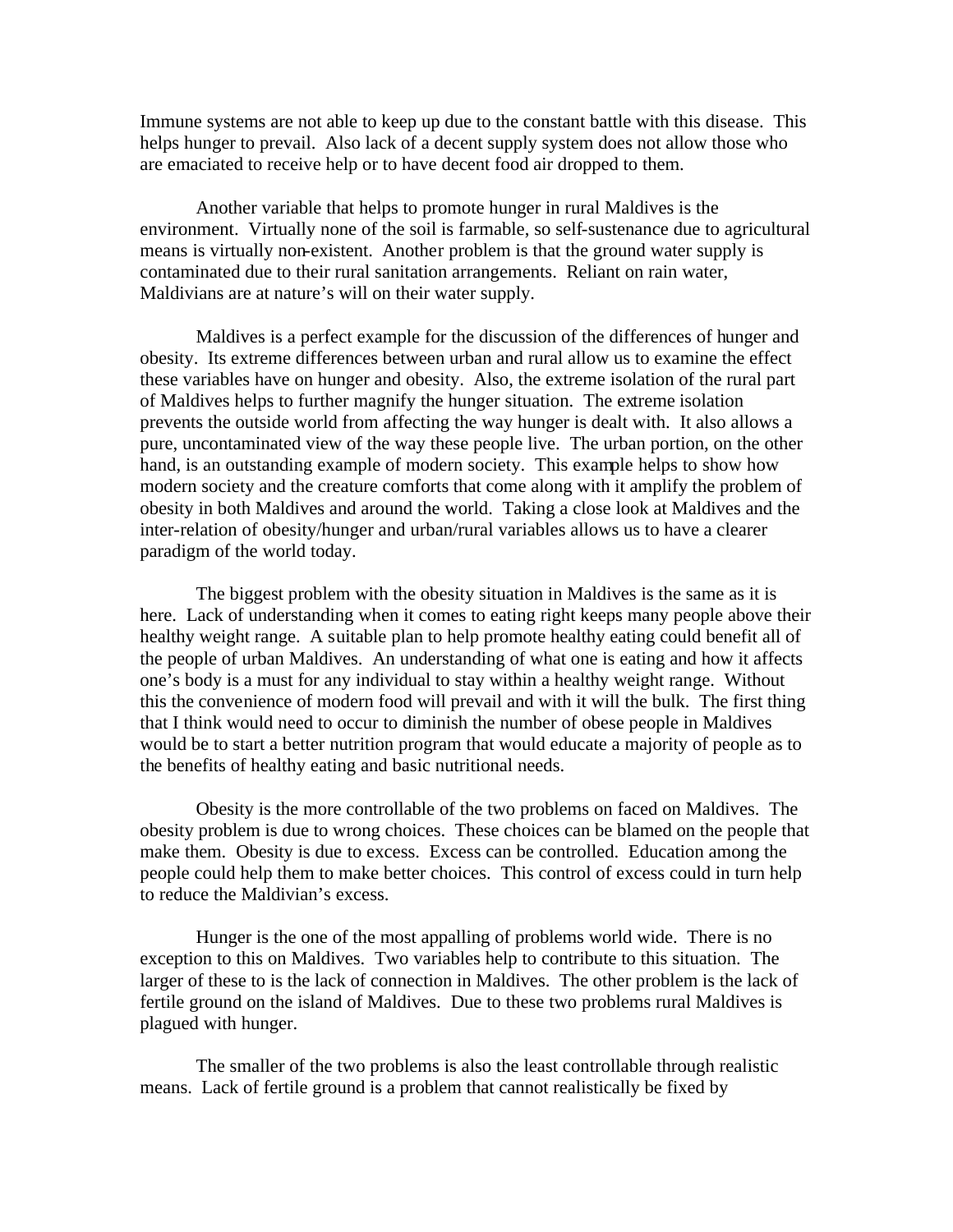Immune systems are not able to keep up due to the constant battle with this disease. This helps hunger to prevail. Also lack of a decent supply system does not allow those who are emaciated to receive help or to have decent food air dropped to them.

Another variable that helps to promote hunger in rural Maldives is the environment. Virtually none of the soil is farmable, so self-sustenance due to agricultural means is virtually non-existent. Another problem is that the ground water supply is contaminated due to their rural sanitation arrangements. Reliant on rain water, Maldivians are at nature's will on their water supply.

Maldives is a perfect example for the discussion of the differences of hunger and obesity. Its extreme differences between urban and rural allow us to examine the effect these variables have on hunger and obesity. Also, the extreme isolation of the rural part of Maldives helps to further magnify the hunger situation. The extreme isolation prevents the outside world from affecting the way hunger is dealt with. It also allows a pure, uncontaminated view of the way these people live. The urban portion, on the other hand, is an outstanding example of modern society. This example helps to show how modern society and the creature comforts that come along with it amplify the problem of obesity in both Maldives and around the world. Taking a close look at Maldives and the inter-relation of obesity/hunger and urban/rural variables allows us to have a clearer paradigm of the world today.

The biggest problem with the obesity situation in Maldives is the same as it is here. Lack of understanding when it comes to eating right keeps many people above their healthy weight range. A suitable plan to help promote healthy eating could benefit all of the people of urban Maldives. An understanding of what one is eating and how it affects one's body is a must for any individual to stay within a healthy weight range. Without this the convenience of modern food will prevail and with it will the bulk. The first thing that I think would need to occur to diminish the number of obese people in Maldives would be to start a better nutrition program that would educate a majority of people as to the benefits of healthy eating and basic nutritional needs.

Obesity is the more controllable of the two problems on faced on Maldives. The obesity problem is due to wrong choices. These choices can be blamed on the people that make them. Obesity is due to excess. Excess can be controlled. Education among the people could help them to make better choices. This control of excess could in turn help to reduce the Maldivian's excess.

Hunger is the one of the most appalling of problems world wide. There is no exception to this on Maldives. Two variables help to contribute to this situation. The larger of these to is the lack of connection in Maldives. The other problem is the lack of fertile ground on the island of Maldives. Due to these two problems rural Maldives is plagued with hunger.

The smaller of the two problems is also the least controllable through realistic means. Lack of fertile ground is a problem that cannot realistically be fixed by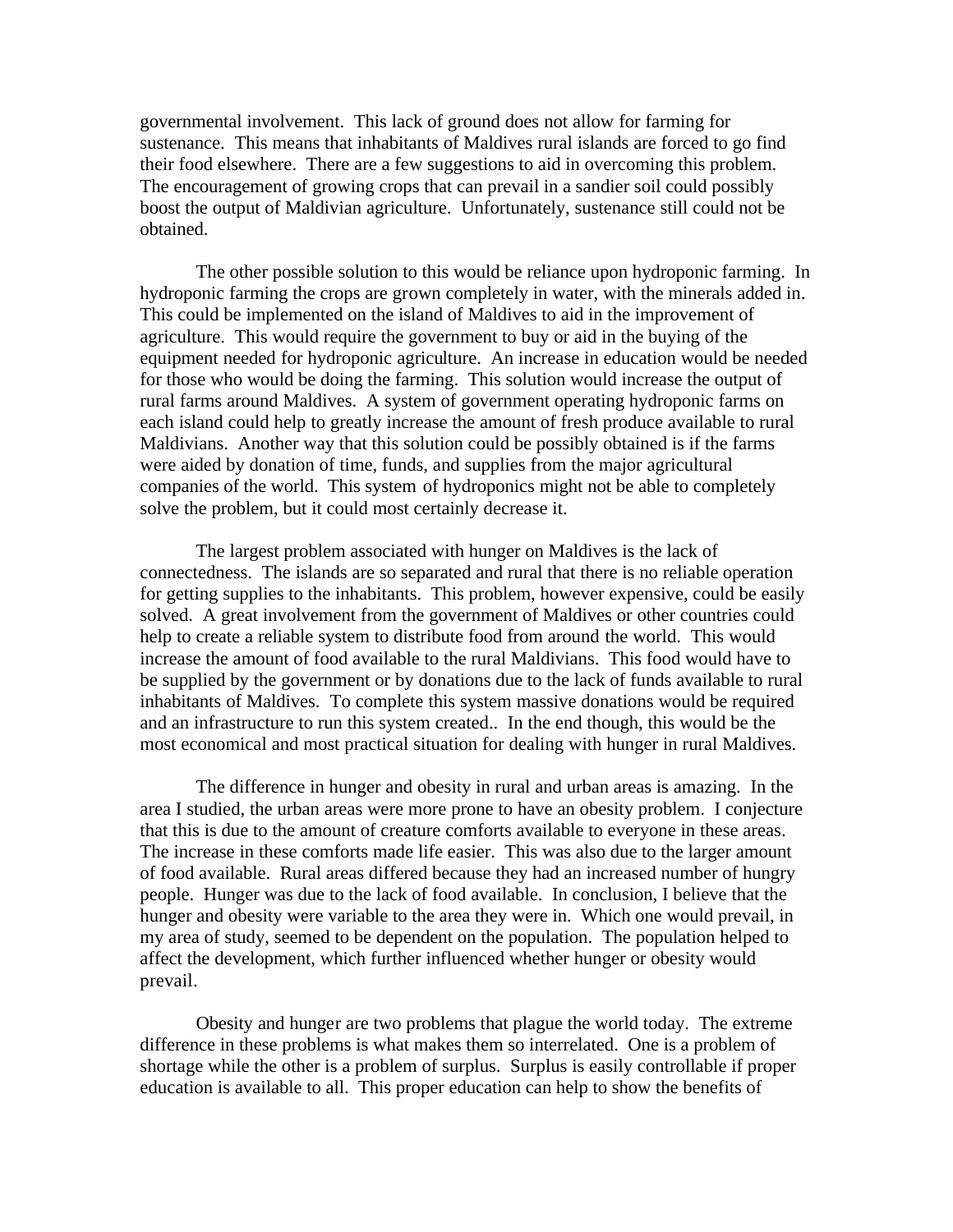governmental involvement. This lack of ground does not allow for farming for sustenance. This means that inhabitants of Maldives rural islands are forced to go find their food elsewhere. There are a few suggestions to aid in overcoming this problem. The encouragement of growing crops that can prevail in a sandier soil could possibly boost the output of Maldivian agriculture. Unfortunately, sustenance still could not be obtained.

The other possible solution to this would be reliance upon hydroponic farming. In hydroponic farming the crops are grown completely in water, with the minerals added in. This could be implemented on the island of Maldives to aid in the improvement of agriculture. This would require the government to buy or aid in the buying of the equipment needed for hydroponic agriculture. An increase in education would be needed for those who would be doing the farming. This solution would increase the output of rural farms around Maldives. A system of government operating hydroponic farms on each island could help to greatly increase the amount of fresh produce available to rural Maldivians. Another way that this solution could be possibly obtained is if the farms were aided by donation of time, funds, and supplies from the major agricultural companies of the world. This system of hydroponics might not be able to completely solve the problem, but it could most certainly decrease it.

The largest problem associated with hunger on Maldives is the lack of connectedness. The islands are so separated and rural that there is no reliable operation for getting supplies to the inhabitants. This problem, however expensive, could be easily solved. A great involvement from the government of Maldives or other countries could help to create a reliable system to distribute food from around the world. This would increase the amount of food available to the rural Maldivians. This food would have to be supplied by the government or by donations due to the lack of funds available to rural inhabitants of Maldives. To complete this system massive donations would be required and an infrastructure to run this system created.. In the end though, this would be the most economical and most practical situation for dealing with hunger in rural Maldives.

The difference in hunger and obesity in rural and urban areas is amazing. In the area I studied, the urban areas were more prone to have an obesity problem. I conjecture that this is due to the amount of creature comforts available to everyone in these areas. The increase in these comforts made life easier. This was also due to the larger amount of food available. Rural areas differed because they had an increased number of hungry people. Hunger was due to the lack of food available. In conclusion, I believe that the hunger and obesity were variable to the area they were in. Which one would prevail, in my area of study, seemed to be dependent on the population. The population helped to affect the development, which further influenced whether hunger or obesity would prevail.

Obesity and hunger are two problems that plague the world today. The extreme difference in these problems is what makes them so interrelated. One is a problem of shortage while the other is a problem of surplus. Surplus is easily controllable if proper education is available to all. This proper education can help to show the benefits of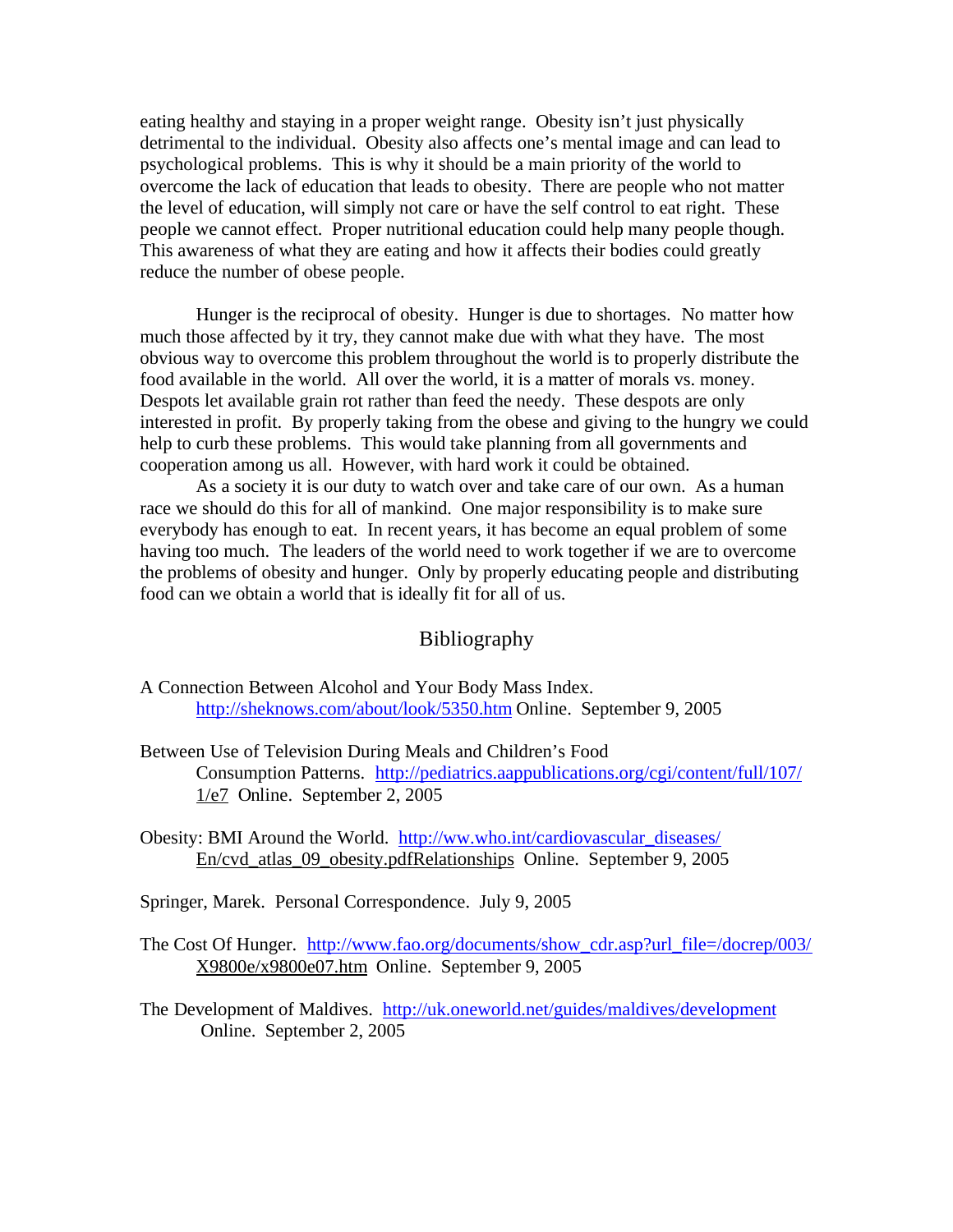eating healthy and staying in a proper weight range. Obesity isn't just physically detrimental to the individual. Obesity also affects one's mental image and can lead to psychological problems. This is why it should be a main priority of the world to overcome the lack of education that leads to obesity. There are people who not matter the level of education, will simply not care or have the self control to eat right. These people we cannot effect. Proper nutritional education could help many people though. This awareness of what they are eating and how it affects their bodies could greatly reduce the number of obese people.

Hunger is the reciprocal of obesity. Hunger is due to shortages. No matter how much those affected by it try, they cannot make due with what they have. The most obvious way to overcome this problem throughout the world is to properly distribute the food available in the world. All over the world, it is a matter of morals vs. money. Despots let available grain rot rather than feed the needy. These despots are only interested in profit. By properly taking from the obese and giving to the hungry we could help to curb these problems. This would take planning from all governments and cooperation among us all. However, with hard work it could be obtained.

As a society it is our duty to watch over and take care of our own. As a human race we should do this for all of mankind. One major responsibility is to make sure everybody has enough to eat. In recent years, it has become an equal problem of some having too much. The leaders of the world need to work together if we are to overcome the problems of obesity and hunger. Only by properly educating people and distributing food can we obtain a world that is ideally fit for all of us.

## Bibliography

A Connection Between Alcohol and Your Body Mass Index. http://sheknows.com/about/look/5350.htm Online. September 9, 2005

Between Use of Television During Meals and Children's Food Consumption Patterns. http://pediatrics.aappublications.org/cgi/content/full/107/1/e7 Online. September 2, 2005

Obesity: BMI Around the World. http://ww.who.int/cardiovascular_diseases/En/cvd_atlas_09_obesity.pdfRelationships Online. September 9, 2005

Springer, Marek. Personal Correspondence. July 9, 2005

The Cost Of Hunger. http://www.fao.org/documents/show_cdr.asp?url_file=/docrep/003/X9800e/x9800e07.htm Online. September 9, 2005

The Development of Maldives. http://uk.oneworld.net/guides/maldives/development Online. September 2, 2005